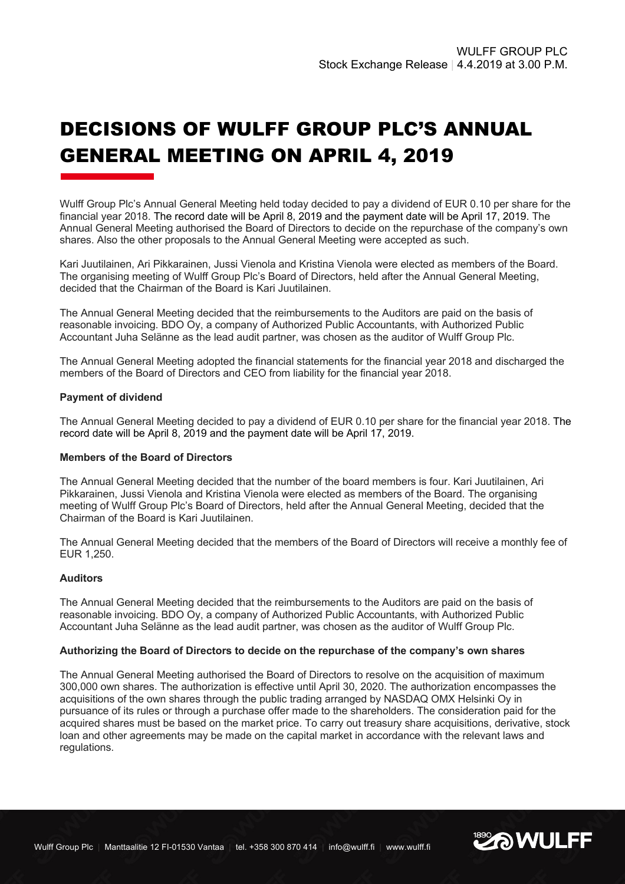WULFF GROUP PLC
Stock Exchange Release | 4.4.2019 at 3.00 P.M.

# DECISIONS OF WULFF GROUP PLC'S ANNUAL GENERAL MEETING ON APRIL 4, 2019

Wulff Group Plc's Annual General Meeting held today decided to pay a dividend of EUR 0.10 per share for the financial year 2018. The record date will be April 8, 2019 and the payment date will be April 17, 2019. The Annual General Meeting authorised the Board of Directors to decide on the repurchase of the company's own shares. Also the other proposals to the Annual General Meeting were accepted as such.

Kari Juutilainen, Ari Pikkarainen, Jussi Vienola and Kristina Vienola were elected as members of the Board. The organising meeting of Wulff Group Plc's Board of Directors, held after the Annual General Meeting, decided that the Chairman of the Board is Kari Juutilainen.

The Annual General Meeting decided that the reimbursements to the Auditors are paid on the basis of reasonable invoicing. BDO Oy, a company of Authorized Public Accountants, with Authorized Public Accountant Juha Selänne as the lead audit partner, was chosen as the auditor of Wulff Group Plc.

The Annual General Meeting adopted the financial statements for the financial year 2018 and discharged the members of the Board of Directors and CEO from liability for the financial year 2018.

**Payment of dividend**

The Annual General Meeting decided to pay a dividend of EUR 0.10 per share for the financial year 2018. The record date will be April 8, 2019 and the payment date will be April 17, 2019.

**Members of the Board of Directors**

The Annual General Meeting decided that the number of the board members is four. Kari Juutilainen, Ari Pikkarainen, Jussi Vienola and Kristina Vienola were elected as members of the Board. The organising meeting of Wulff Group Plc's Board of Directors, held after the Annual General Meeting, decided that the Chairman of the Board is Kari Juutilainen.

The Annual General Meeting decided that the members of the Board of Directors will receive a monthly fee of EUR 1,250.

**Auditors**

The Annual General Meeting decided that the reimbursements to the Auditors are paid on the basis of reasonable invoicing. BDO Oy, a company of Authorized Public Accountants, with Authorized Public Accountant Juha Selänne as the lead audit partner, was chosen as the auditor of Wulff Group Plc.

**Authorizing the Board of Directors to decide on the repurchase of the company's own shares**

The Annual General Meeting authorised the Board of Directors to resolve on the acquisition of maximum 300,000 own shares. The authorization is effective until April 30, 2020. The authorization encompasses the acquisitions of the own shares through the public trading arranged by NASDAQ OMX Helsinki Oy in pursuance of its rules or through a purchase offer made to the shareholders. The consideration paid for the acquired shares must be based on the market price. To carry out treasury share acquisitions, derivative, stock loan and other agreements may be made on the capital market in accordance with the relevant laws and regulations.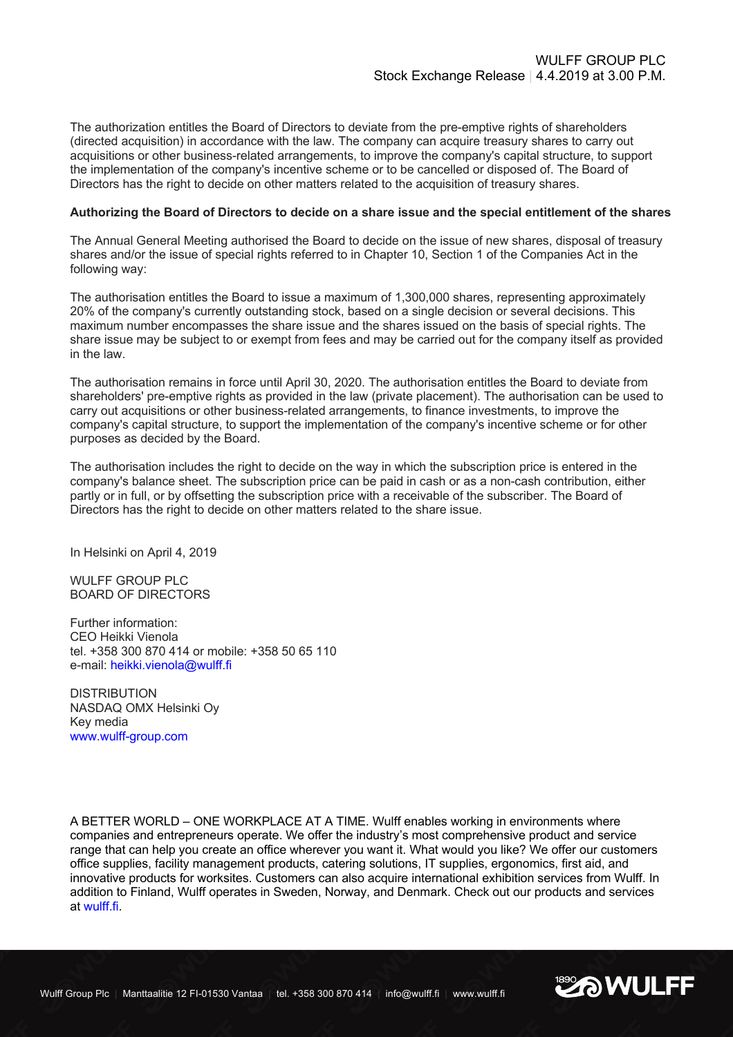The authorization entitles the Board of Directors to deviate from the pre-emptive rights of shareholders (directed acquisition) in accordance with the law. The company can acquire treasury shares to carry out acquisitions or other business-related arrangements, to improve the company's capital structure, to support the implementation of the company's incentive scheme or to be cancelled or disposed of. The Board of Directors has the right to decide on other matters related to the acquisition of treasury shares.

**Authorizing the Board of Directors to decide on a share issue and the special entitlement of the shares**

The Annual General Meeting authorised the Board to decide on the issue of new shares, disposal of treasury shares and/or the issue of special rights referred to in Chapter 10, Section 1 of the Companies Act in the following way:

The authorisation entitles the Board to issue a maximum of 1,300,000 shares, representing approximately 20% of the company's currently outstanding stock, based on a single decision or several decisions. This maximum number encompasses the share issue and the shares issued on the basis of special rights. The share issue may be subject to or exempt from fees and may be carried out for the company itself as provided in the law.

The authorisation remains in force until April 30, 2020. The authorisation entitles the Board to deviate from shareholders' pre-emptive rights as provided in the law (private placement). The authorisation can be used to carry out acquisitions or other business-related arrangements, to finance investments, to improve the company's capital structure, to support the implementation of the company's incentive scheme or for other purposes as decided by the Board.

The authorisation includes the right to decide on the way in which the subscription price is entered in the company's balance sheet. The subscription price can be paid in cash or as a non-cash contribution, either partly or in full, or by offsetting the subscription price with a receivable of the subscriber. The Board of Directors has the right to decide on other matters related to the share issue.

In Helsinki on April 4, 2019

WULFF GROUP PLC
BOARD OF DIRECTORS

Further information:
CEO Heikki Vienola
tel. +358 300 870 414 or mobile: +358 50 65 110
e-mail: heikki.vienola@wulff.fi

DISTRIBUTION
NASDAQ OMX Helsinki Oy
Key media
www.wulff-group.com

A BETTER WORLD – ONE WORKPLACE AT A TIME. Wulff enables working in environments where companies and entrepreneurs operate. We offer the industry's most comprehensive product and service range that can help you create an office wherever you want it. What would you like? We offer our customers office supplies, facility management products, catering solutions, IT supplies, ergonomics, first aid, and innovative products for worksites. Customers can also acquire international exhibition services from Wulff. In addition to Finland, Wulff operates in Sweden, Norway, and Denmark. Check out our products and services at wulff.fi.